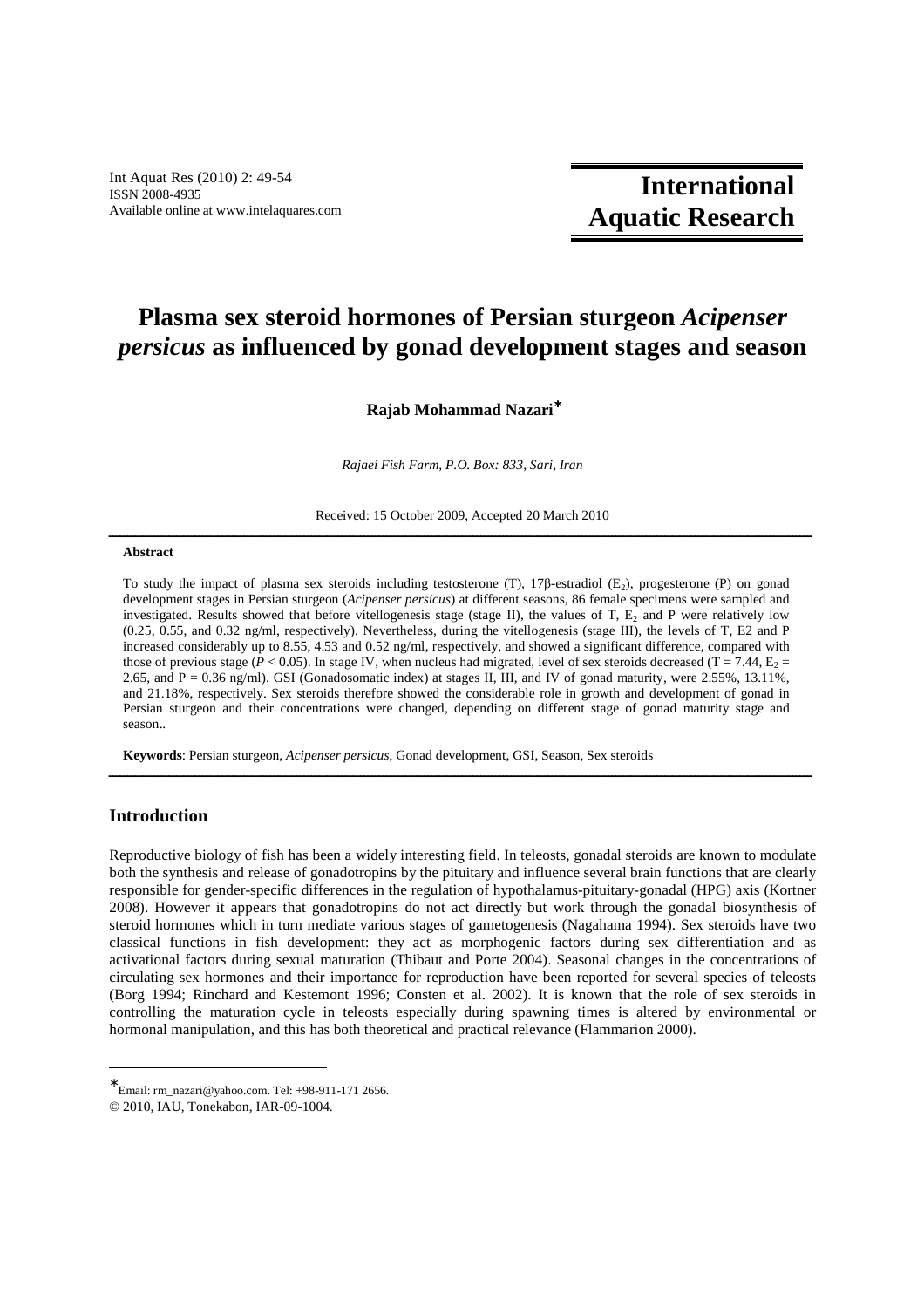# Plasma sex steroid hormones of Persian sturgeon *Acipenser persicus* as influenced by gonad development stages and season

**Rajab Mohammad Nazari***

*Rajaei Fish Farm, P.O. Box: 833, Sari, Iran*

Received: 15 October 2009, Accepted 20 March 2010

---

**Abstract**

To study the impact of plasma sex steroids including testosterone (T), 17β-estradiol ($E_2$), progesterone (P) on gonad development stages in Persian sturgeon (*Acipenser persicus*) at different seasons, 86 female specimens were sampled and investigated. Results showed that before vitellogenesis stage (stage II), the values of T, $E_2$ and P were relatively low (0.25, 0.55, and 0.32 ng/ml, respectively). Nevertheless, during the vitellogenesis (stage III), the levels of T, E2 and P increased considerably up to 8.55, 4.53 and 0.52 ng/ml, respectively, and showed a significant difference, compared with those of previous stage ($P < 0.05$). In stage IV, when nucleus had migrated, level of sex steroids decreased (T = 7.44, $E_2$ = 2.65, and P = 0.36 ng/ml). GSI (Gonadosomatic index) at stages II, III, and IV of gonad maturity, were 2.55%, 13.11%, and 21.18%, respectively. Sex steroids therefore showed the considerable role in growth and development of gonad in Persian sturgeon and their concentrations were changed, depending on different stage of gonad maturity stage and season..

**Keywords**: Persian sturgeon, *Acipenser persicus*, Gonad development, GSI, Season, Sex steroids

---

## Introduction

Reproductive biology of fish has been a widely interesting field. In teleosts, gonadal steroids are known to modulate both the synthesis and release of gonadotropins by the pituitary and influence several brain functions that are clearly responsible for gender-specific differences in the regulation of hypothalamus-pituitary-gonadal (HPG) axis (Kortner 2008). However it appears that gonadotropins do not act directly but work through the gonadal biosynthesis of steroid hormones which in turn mediate various stages of gametogenesis (Nagahama 1994). Sex steroids have two classical functions in fish development: they act as morphogenic factors during sex differentiation and as activational factors during sexual maturation (Thibaut and Porte 2004). Seasonal changes in the concentrations of circulating sex hormones and their importance for reproduction have been reported for several species of teleosts (Borg 1994; Rinchard and Kestemont 1996; Consten et al. 2002). It is known that the role of sex steroids in controlling the maturation cycle in teleosts especially during spawning times is altered by environmental or hormonal manipulation, and this has both theoretical and practical relevance (Flammarion 2000).

---

*Email: rm_nazari@yahoo.com. Tel: +98-911-171 2656.

© 2010, IAU, Tonekabon, IAR-09-1004.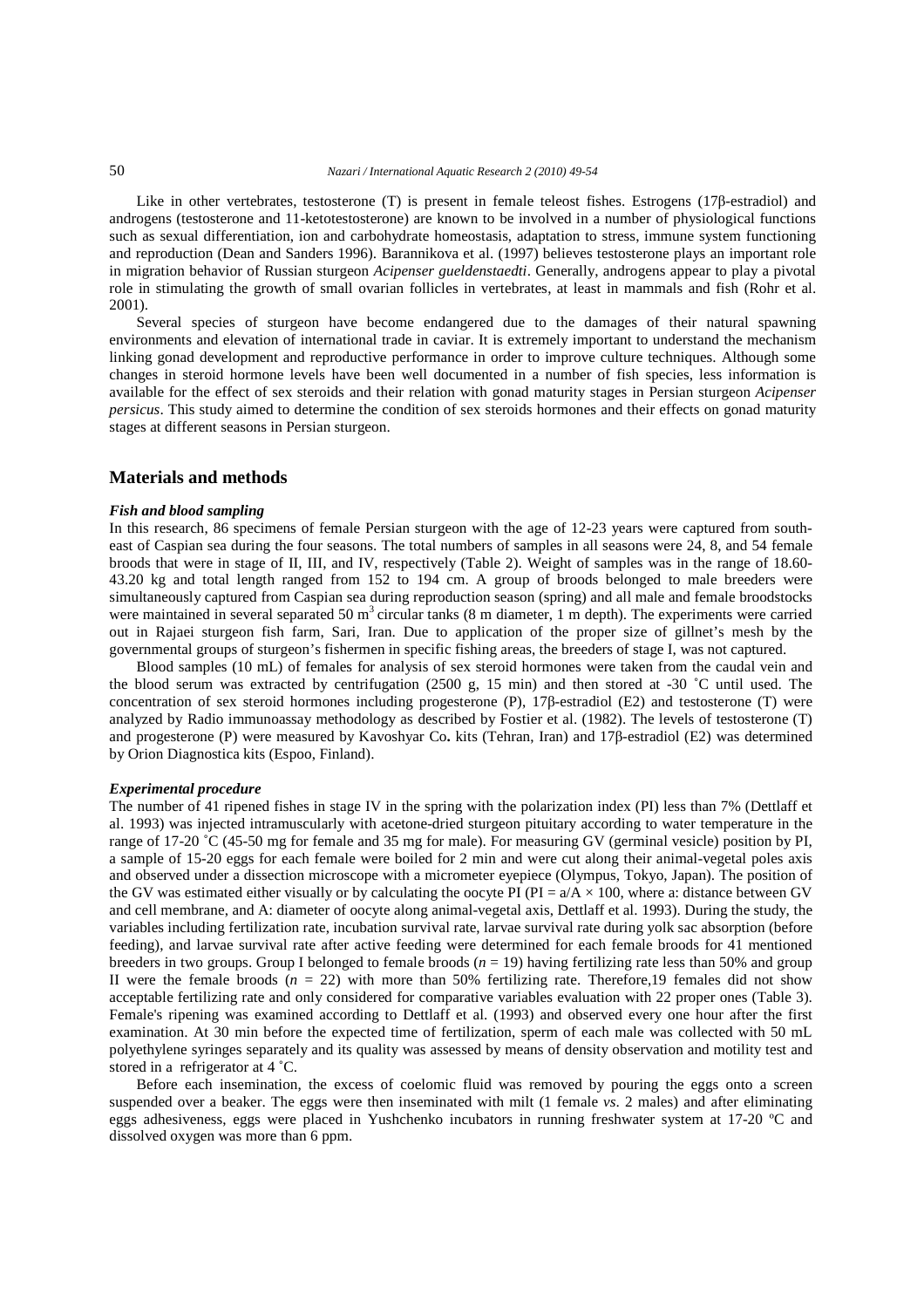Like in other vertebrates, testosterone (T) is present in female teleost fishes. Estrogens (17β-estradiol) and androgens (testosterone and 11-ketotestosterone) are known to be involved in a number of physiological functions such as sexual differentiation, ion and carbohydrate homeostasis, adaptation to stress, immune system functioning and reproduction (Dean and Sanders 1996). Barannikova et al. (1997) believes testosterone plays an important role in migration behavior of Russian sturgeon *Acipenser gueldenstaedti*. Generally, androgens appear to play a pivotal role in stimulating the growth of small ovarian follicles in vertebrates, at least in mammals and fish (Rohr et al. 2001).

Several species of sturgeon have become endangered due to the damages of their natural spawning environments and elevation of international trade in caviar. It is extremely important to understand the mechanism linking gonad development and reproductive performance in order to improve culture techniques. Although some changes in steroid hormone levels have been well documented in a number of fish species, less information is available for the effect of sex steroids and their relation with gonad maturity stages in Persian sturgeon *Acipenser persicus*. This study aimed to determine the condition of sex steroids hormones and their effects on gonad maturity stages at different seasons in Persian sturgeon.

## Materials and methods

### *Fish and blood sampling*

In this research, 86 specimens of female Persian sturgeon with the age of 12-23 years were captured from south-east of Caspian sea during the four seasons. The total numbers of samples in all seasons were 24, 8, and 54 female broods that were in stage of II, III, and IV, respectively (Table 2). Weight of samples was in the range of 18.60-43.20 kg and total length ranged from 152 to 194 cm. A group of broods belonged to male breeders were simultaneously captured from Caspian sea during reproduction season (spring) and all male and female broodstocks were maintained in several separated 50 $m^3$ circular tanks (8 m diameter, 1 m depth). The experiments were carried out in Rajaei sturgeon fish farm, Sari, Iran. Due to application of the proper size of gillnet's mesh by the governmental groups of sturgeon's fishermen in specific fishing areas, the breeders of stage I, was not captured.

Blood samples (10 mL) of females for analysis of sex steroid hormones were taken from the caudal vein and the blood serum was extracted by centrifugation (2500 g, 15 min) and then stored at -30 ˚C until used. The concentration of sex steroid hormones including progesterone (P), 17β-estradiol (E2) and testosterone (T) were analyzed by Radio immunoassay methodology as described by Fostier et al. (1982). The levels of testosterone (T) and progesterone (P) were measured by Kavoshyar Co**.** kits (Tehran, Iran) and 17β-estradiol (E2) was determined by Orion Diagnostica kits (Espoo, Finland).

### *Experimental procedure*

The number of 41 ripened fishes in stage IV in the spring with the polarization index (PI) less than 7% (Dettlaff et al. 1993) was injected intramuscularly with acetone-dried sturgeon pituitary according to water temperature in the range of 17-20 ˚C (45-50 mg for female and 35 mg for male). For measuring GV (germinal vesicle) position by PI, a sample of 15-20 eggs for each female were boiled for 2 min and were cut along their animal-vegetal poles axis and observed under a dissection microscope with a micrometer eyepiece (Olympus, Tokyo, Japan). The position of the GV was estimated either visually or by calculating the oocyte PI ($PI = a/A \times 100$, where a: distance between GV and cell membrane, and A: diameter of oocyte along animal-vegetal axis, Dettlaff et al. 1993). During the study, the variables including fertilization rate, incubation survival rate, larvae survival rate during yolk sac absorption (before feeding), and larvae survival rate after active feeding were determined for each female broods for 41 mentioned breeders in two groups. Group I belonged to female broods ($n$ = 19) having fertilizing rate less than 50% and group II were the female broods ($n$ = 22) with more than 50% fertilizing rate. Therefore,19 females did not show acceptable fertilizing rate and only considered for comparative variables evaluation with 22 proper ones (Table 3). Female's ripening was examined according to Dettlaff et al. (1993) and observed every one hour after the first examination. At 30 min before the expected time of fertilization, sperm of each male was collected with 50 mL polyethylene syringes separately and its quality was assessed by means of density observation and motility test and stored in a refrigerator at 4 ˚C.

Before each insemination, the excess of coelomic fluid was removed by pouring the eggs onto a screen suspended over a beaker. The eggs were then inseminated with milt (1 female *vs*. 2 males) and after eliminating eggs adhesiveness, eggs were placed in Yushchenko incubators in running freshwater system at 17-20 ºC and dissolved oxygen was more than 6 ppm.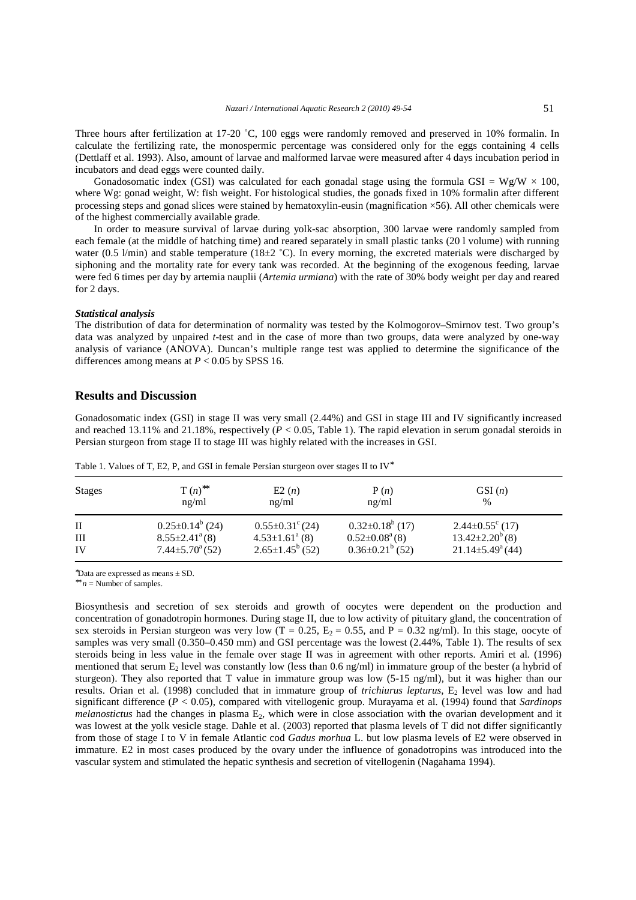Three hours after fertilization at 17-20 ˚C, 100 eggs were randomly removed and preserved in 10% formalin. In calculate the fertilizing rate, the monospermic percentage was considered only for the eggs containing 4 cells (Dettlaff et al. 1993). Also, amount of larvae and malformed larvae were measured after 4 days incubation period in incubators and dead eggs were counted daily.

Gonadosomatic index (GSI) was calculated for each gonadal stage using the formula GSI = Wg/W × 100, where Wg: gonad weight, W: fish weight. For histological studies, the gonads fixed in 10% formalin after different processing steps and gonad slices were stained by hematoxylin-eusin (magnification ×56). All other chemicals were of the highest commercially available grade.

In order to measure survival of larvae during yolk-sac absorption, 300 larvae were randomly sampled from each female (at the middle of hatching time) and reared separately in small plastic tanks (20 l volume) with running water (0.5 l/min) and stable temperature (18±2 ˚C). In every morning, the excreted materials were discharged by siphoning and the mortality rate for every tank was recorded. At the beginning of the exogenous feeding, larvae were fed 6 times per day by artemia nauplii (*Artemia urmiana*) with the rate of 30% body weight per day and reared for 2 days.

#### *Statistical analysis*

The distribution of data for determination of normality was tested by the Kolmogorov–Smirnov test. Two group's data was analyzed by unpaired *t*-test and in the case of more than two groups, data were analyzed by one-way analysis of variance (ANOVA). Duncan's multiple range test was applied to determine the significance of the differences among means at $P < 0.05$ by SPSS 16.

## Results and Discussion

Gonadosomatic index (GSI) in stage II was very small (2.44%) and GSI in stage III and IV significantly increased and reached 13.11% and 21.18%, respectively ($P < 0.05$, Table 1). The rapid elevation in serum gonadal steroids in Persian sturgeon from stage II to stage III was highly related with the increases in GSI.

Table 1. Values of T, E2, P, and GSI in female Persian sturgeon over stages II to IV*

| Stages | T (*n*)** ng/ml | E2 (*n*) ng/ml | P (*n*) ng/ml | GSI (*n*) % |
|---|---|---|---|---|
| II | $0.25 \pm 0.14^{b}$ (24) | $0.55 \pm 0.31^{c}$ (24) | $0.32 \pm 0.18^{b}$ (17) | $2.44 \pm 0.55^{c}$ (17) |
| III | $8.55 \pm 2.41^{a}$ (8) | $4.53 \pm 1.61^{a}$ (8) | $0.52 \pm 0.08^{a}$ (8) | $13.42 \pm 2.20^{b}$ (8) |
| IV | $7.44 \pm 5.70^{a}$ (52) | $2.65 \pm 1.45^{b}$ (52) | $0.36 \pm 0.21^{b}$ (52) | $21.14 \pm 5.49^{a}$ (44) |

*Data are expressed as means ± SD.

** *n* = Number of samples.

Biosynthesis and secretion of sex steroids and growth of oocytes were dependent on the production and concentration of gonadotropin hormones. During stage II, due to low activity of pituitary gland, the concentration of sex steroids in Persian sturgeon was very low (T = 0.25, $E_2$ = 0.55, and P = 0.32 ng/ml). In this stage, oocyte of samples was very small (0.350–0.450 mm) and GSI percentage was the lowest (2.44%, Table 1). The results of sex steroids being in less value in the female over stage II was in agreement with other reports. Amiri et al. (1996) mentioned that serum $E_2$ level was constantly low (less than 0.6 ng/ml) in immature group of the bester (a hybrid of sturgeon). They also reported that T value in immature group was low (5-15 ng/ml), but it was higher than our results. Orian et al. (1998) concluded that in immature group of *trichiurus lepturus*, $E_2$ level was low and had significant difference ($P < 0.05$), compared with vitellogenic group. Murayama et al. (1994) found that *Sardinops melanostictus* had the changes in plasma $E_2$, which were in close association with the ovarian development and it was lowest at the yolk vesicle stage. Dahle et al. (2003) reported that plasma levels of T did not differ significantly from those of stage I to V in female Atlantic cod *Gadus morhua* L. but low plasma levels of E2 were observed in immature. E2 in most cases produced by the ovary under the influence of gonadotropins was introduced into the vascular system and stimulated the hepatic synthesis and secretion of vitellogenin (Nagahama 1994).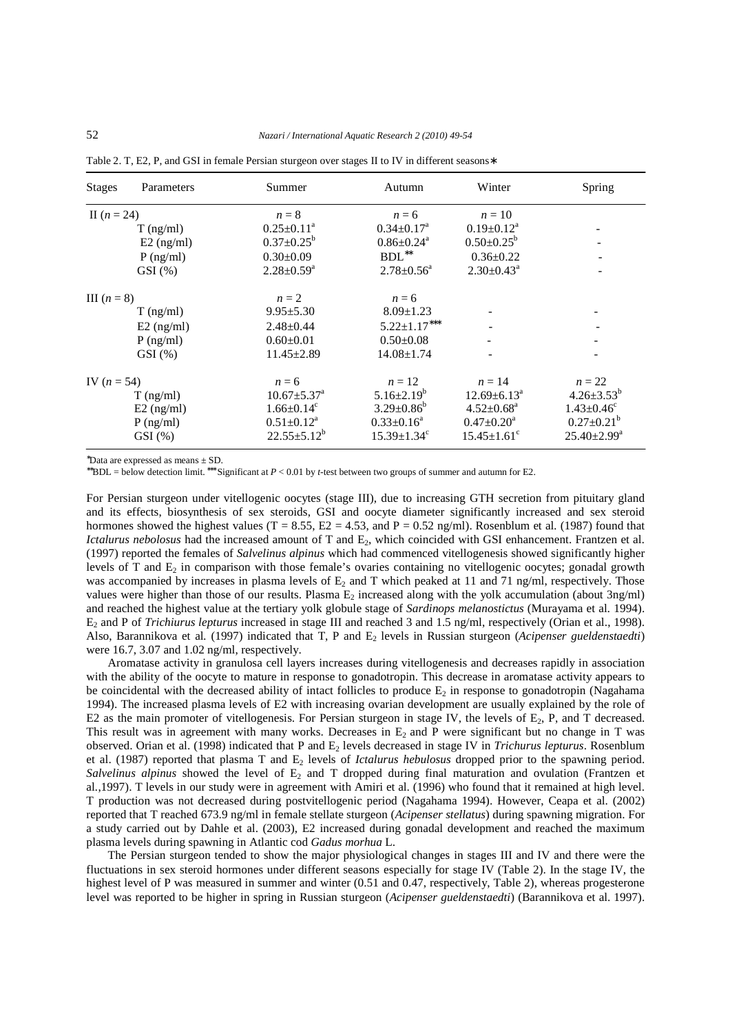Table 2. T, E2, P, and GSI in female Persian sturgeon over stages II to IV in different seasons*

| Stages | Parameters | Summer | Autumn | Winter | Spring |
|---|---|---|---|---|---|
| II ($n$ = 24) | | $n$ = 8 | $n$ = 6 | $n$ = 10 | |
| | T (ng/ml) | $0.25±0.11^a$ | $0.34±0.17^a$ | $0.19±0.12^a$ | - |
| | E2 (ng/ml) | $0.37±0.25^b$ | $0.86±0.24^a$ | $0.50±0.25^b$ | - |
| | P (ng/ml) | 0.30±0.09 | BDL** | 0.36±0.22 | - |
| | GSI (%) | $2.28±0.59^a$ | $2.78±0.56^a$ | $2.30±0.43^a$ | - |
| III ($n$ = 8) | | $n$ = 2 | $n$ = 6 | | |
| | T (ng/ml) | 9.95±5.30 | 8.09±1.23 | - | - |
| | E2 (ng/ml) | 2.48±0.44 | 5.22±1.17*** | - | - |
| | P (ng/ml) | 0.60±0.01 | 0.50±0.08 | - | - |
| | GSI (%) | 11.45±2.89 | 14.08±1.74 | - | - |
| IV ($n$ = 54) | | $n$ = 6 | $n$ = 12 | $n$ = 14 | $n$ = 22 |
| | T (ng/ml) | $10.67±5.37^a$ | $5.16±2.19^b$ | $12.69±6.13^a$ | $4.26±3.53^b$ |
| | E2 (ng/ml) | $1.66±0.14^c$ | $3.29±0.86^b$ | $4.52±0.68^a$ | $1.43±0.46^c$ |
| | P (ng/ml) | $0.51±0.12^a$ | $0.33±0.16^a$ | $0.47±0.20^a$ | $0.27±0.21^b$ |
| | GSI (%) | $22.55±5.12^b$ | $15.39±1.34^c$ | $15.45±1.61^c$ | $25.40±2.99^a$ |

*Data are expressed as means ± SD.
**BDL = below detection limit. ***Significant at $P < 0.01$ by $t$-test between two groups of summer and autumn for E2.

For Persian sturgeon under vitellogenic oocytes (stage III), due to increasing GTH secretion from pituitary gland and its effects, biosynthesis of sex steroids, GSI and oocyte diameter significantly increased and sex steroid hormones showed the highest values (T = 8.55, E2 = 4.53, and P = 0.52 ng/ml). Rosenblum et al. (1987) found that *Ictalurus nebolosus* had the increased amount of T and $E_2$, which coincided with GSI enhancement. Frantzen et al. (1997) reported the females of *Salvelinus alpinus* which had commenced vitellogenesis showed significantly higher levels of T and $E_2$ in comparison with those female's ovaries containing no vitellogenic oocytes; gonadal growth was accompanied by increases in plasma levels of $E_2$ and T which peaked at 11 and 71 ng/ml, respectively. Those values were higher than those of our results. Plasma $E_2$ increased along with the yolk accumulation (about 3ng/ml) and reached the highest value at the tertiary yolk globule stage of *Sardinops melanostictus* (Murayama et al. 1994). $E_2$ and P of *Trichiurus lepturus* increased in stage III and reached 3 and 1.5 ng/ml, respectively (Orian et al., 1998). Also, Barannikova et al. (1997) indicated that T, P and $E_2$ levels in Russian sturgeon (*Acipenser gueldenstaedti*) were 16.7, 3.07 and 1.02 ng/ml, respectively.

Aromatase activity in granulosa cell layers increases during vitellogenesis and decreases rapidly in association with the ability of the oocyte to mature in response to gonadotropin. This decrease in aromatase activity appears to be coincidental with the decreased ability of intact follicles to produce $E_2$ in response to gonadotropin (Nagahama 1994). The increased plasma levels of E2 with increasing ovarian development are usually explained by the role of E2 as the main promoter of vitellogenesis. For Persian sturgeon in stage IV, the levels of $E_2$, P, and T decreased. This result was in agreement with many works. Decreases in $E_2$ and P were significant but no change in T was observed. Orian et al. (1998) indicated that P and $E_2$ levels decreased in stage IV in *Trichurus lepturus*. Rosenblum et al. (1987) reported that plasma T and $E_2$ levels of *Ictalurus hebulosus* dropped prior to the spawning period. *Salvelinus alpinus* showed the level of $E_2$ and T dropped during final maturation and ovulation (Frantzen et al.,1997). T levels in our study were in agreement with Amiri et al. (1996) who found that it remained at high level. T production was not decreased during postvitellogenic period (Nagahama 1994). However, Ceapa et al. (2002) reported that T reached 673.9 ng/ml in female stellate sturgeon (*Acipenser stellatus*) during spawning migration. For a study carried out by Dahle et al. (2003), E2 increased during gonadal development and reached the maximum plasma levels during spawning in Atlantic cod *Gadus morhua* L.

The Persian sturgeon tended to show the major physiological changes in stages III and IV and there were the fluctuations in sex steroid hormones under different seasons especially for stage IV (Table 2). In the stage IV, the highest level of P was measured in summer and winter (0.51 and 0.47, respectively, Table 2), whereas progesterone level was reported to be higher in spring in Russian sturgeon (*Acipenser gueldenstaedti*) (Barannikova et al. 1997).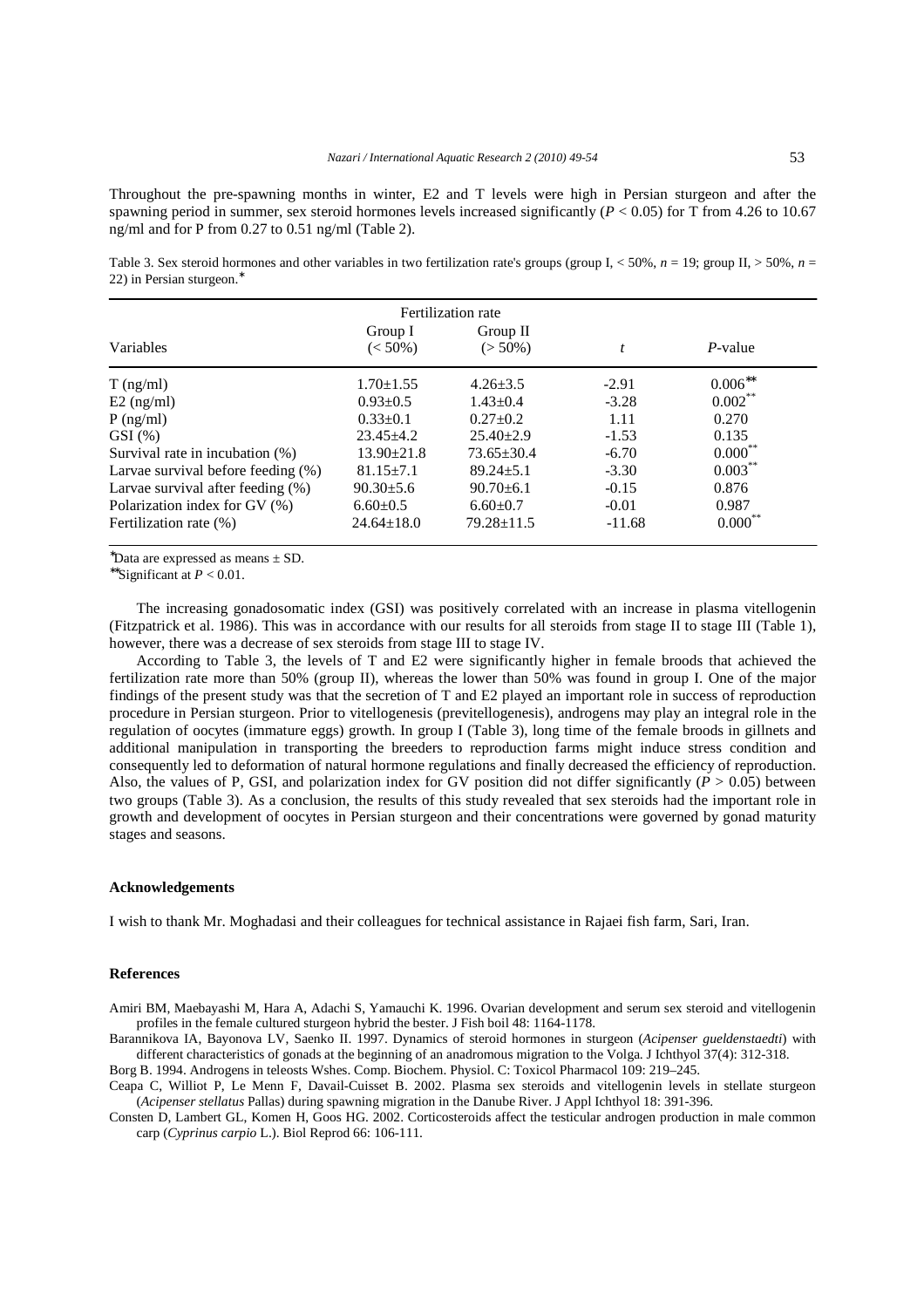Throughout the pre-spawning months in winter, E2 and T levels were high in Persian sturgeon and after the spawning period in summer, sex steroid hormones levels increased significantly ($P < 0.05$) for T from 4.26 to 10.67 ng/ml and for P from 0.27 to 0.51 ng/ml (Table 2).

Table 3. Sex steroid hormones and other variables in two fertilization rate's groups (group I, < 50%, $n$ = 19; group II, > 50%, $n$ = 22) in Persian sturgeon.*

| | Fertilization rate | | | |
|---|---|---|---|---|
| Variables | Group I (< 50%) | Group II (> 50%) | $t$ | $P$-value |
| T (ng/ml) | 1.70±1.55 | 4.26±3.5 | -2.91 | 0.006** |
| E2 (ng/ml) | 0.93±0.5 | 1.43±0.4 | -3.28 | 0.002** |
| P (ng/ml) | 0.33±0.1 | 0.27±0.2 | 1.11 | 0.270 |
| GSI (%) | 23.45±4.2 | 25.40±2.9 | -1.53 | 0.135 |
| Survival rate in incubation (%) | 13.90±21.8 | 73.65±30.4 | -6.70 | 0.000** |
| Larvae survival before feeding (%) | 81.15±7.1 | 89.24±5.1 | -3.30 | 0.003** |
| Larvae survival after feeding (%) | 90.30±5.6 | 90.70±6.1 | -0.15 | 0.876 |
| Polarization index for GV (%) | 6.60±0.5 | 6.60±0.7 | -0.01 | 0.987 |
| Fertilization rate (%) | 24.64±18.0 | 79.28±11.5 | -11.68 | 0.000** |

*Data are expressed as means ± SD.

**Significant at $P < 0.01$.

The increasing gonadosomatic index (GSI) was positively correlated with an increase in plasma vitellogenin (Fitzpatrick et al. 1986). This was in accordance with our results for all steroids from stage II to stage III (Table 1), however, there was a decrease of sex steroids from stage III to stage IV.

According to Table 3, the levels of T and E2 were significantly higher in female broods that achieved the fertilization rate more than 50% (group II), whereas the lower than 50% was found in group I. One of the major findings of the present study was that the secretion of T and E2 played an important role in success of reproduction procedure in Persian sturgeon. Prior to vitellogenesis (previtellogenesis), androgens may play an integral role in the regulation of oocytes (immature eggs) growth. In group I (Table 3), long time of the female broods in gillnets and additional manipulation in transporting the breeders to reproduction farms might induce stress condition and consequently led to deformation of natural hormone regulations and finally decreased the efficiency of reproduction. Also, the values of P, GSI, and polarization index for GV position did not differ significantly ($P > 0.05$) between two groups (Table 3). As a conclusion, the results of this study revealed that sex steroids had the important role in growth and development of oocytes in Persian sturgeon and their concentrations were governed by gonad maturity stages and seasons.

## Acknowledgements

I wish to thank Mr. Moghadasi and their colleagues for technical assistance in Rajaei fish farm, Sari, Iran.

## References

Amiri BM, Maebayashi M, Hara A, Adachi S, Yamauchi K. 1996. Ovarian development and serum sex steroid and vitellogenin profiles in the female cultured sturgeon hybrid the bester. J Fish boil 48: 1164-1178.

Barannikova IA, Bayonova LV, Saenko II. 1997. Dynamics of steroid hormones in sturgeon (*Acipenser gueldenstaedti*) with different characteristics of gonads at the beginning of an anadromous migration to the Volga. J Ichthyol 37(4): 312-318.

Borg B. 1994. Androgens in teleosts Wshes. Comp. Biochem. Physiol. C: Toxicol Pharmacol 109: 219–245.

Ceapa C, Williot P, Le Menn F, Davail-Cuisset B. 2002. Plasma sex steroids and vitellogenin levels in stellate sturgeon (*Acipenser stellatus* Pallas) during spawning migration in the Danube River. J Appl Ichthyol 18: 391-396.

Consten D, Lambert GL, Komen H, Goos HG. 2002. Corticosteroids affect the testicular androgen production in male common carp (*Cyprinus carpio* L.). Biol Reprod 66: 106-111.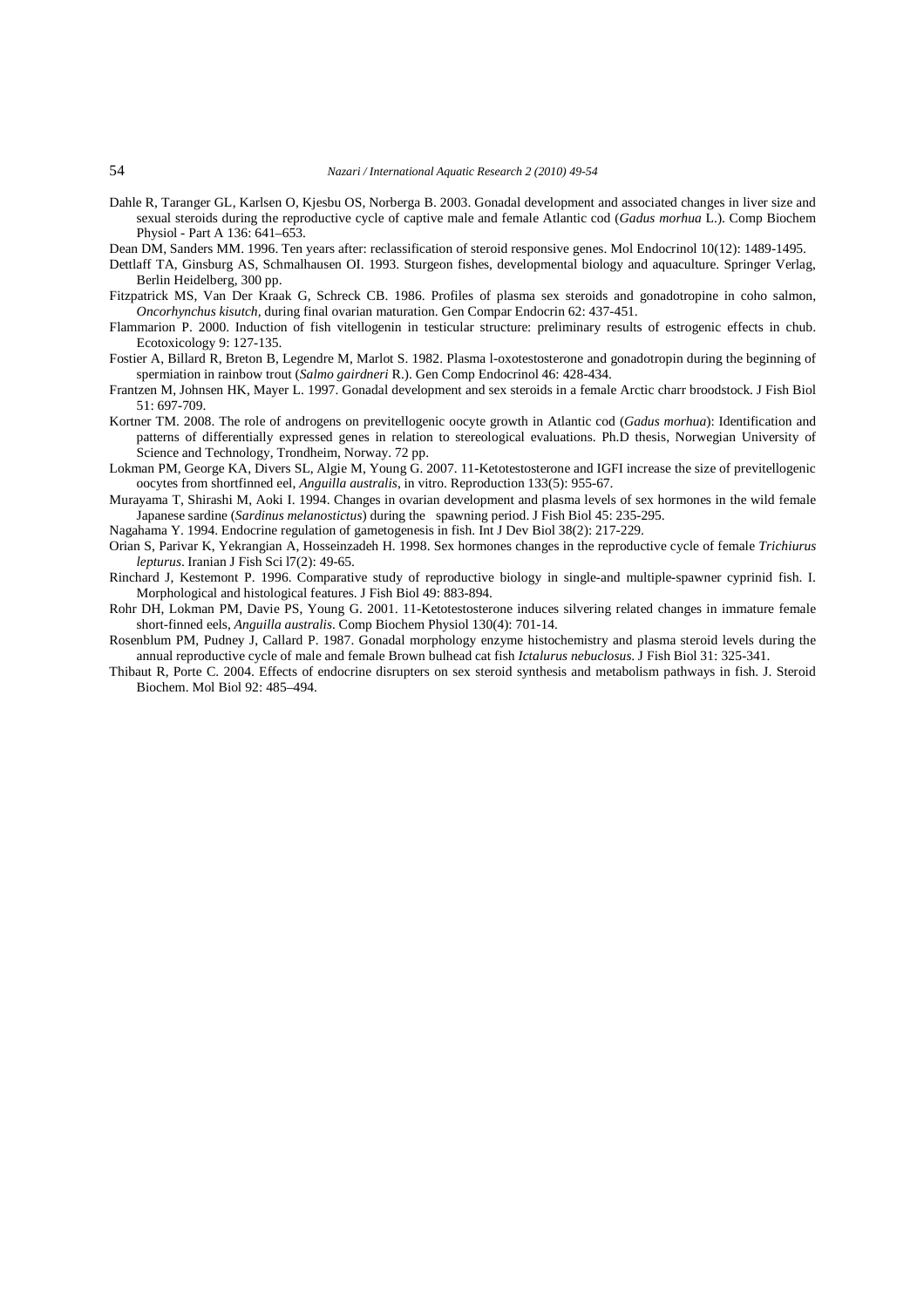Dahle R, Taranger GL, Karlsen O, Kjesbu OS, Norberga B. 2003. Gonadal development and associated changes in liver size and sexual steroids during the reproductive cycle of captive male and female Atlantic cod (*Gadus morhua* L.). Comp Biochem Physiol - Part A 136: 641–653.

Dean DM, Sanders MM. 1996. Ten years after: reclassification of steroid responsive genes. Mol Endocrinol 10(12): 1489-1495.

Dettlaff TA, Ginsburg AS, Schmalhausen OI. 1993. Sturgeon fishes, developmental biology and aquaculture. Springer Verlag, Berlin Heidelberg, 300 pp.

Fitzpatrick MS, Van Der Kraak G, Schreck CB. 1986. Profiles of plasma sex steroids and gonadotropine in coho salmon, *Oncorhynchus kisutch*, during final ovarian maturation. Gen Compar Endocrin 62: 437-451.

Flammarion P. 2000. Induction of fish vitellogenin in testicular structure: preliminary results of estrogenic effects in chub. Ecotoxicology 9: 127-135.

Fostier A, Billard R, Breton B, Legendre M, Marlot S. 1982. Plasma l-oxotestosterone and gonadotropin during the beginning of spermiation in rainbow trout (*Salmo gairdneri* R.). Gen Comp Endocrinol 46: 428-434.

Frantzen M, Johnsen HK, Mayer L. 1997. Gonadal development and sex steroids in a female Arctic charr broodstock. J Fish Biol 51: 697-709.

Kortner TM. 2008. The role of androgens on previtellogenic oocyte growth in Atlantic cod (*Gadus morhua*): Identification and patterns of differentially expressed genes in relation to stereological evaluations. Ph.D thesis, Norwegian University of Science and Technology, Trondheim, Norway. 72 pp.

Lokman PM, George KA, Divers SL, Algie M, Young G. 2007. 11-Ketotestosterone and IGFI increase the size of previtellogenic oocytes from shortfinned eel, *Anguilla australis*, in vitro. Reproduction 133(5): 955-67.

Murayama T, Shirashi M, Aoki I. 1994. Changes in ovarian development and plasma levels of sex hormones in the wild female Japanese sardine (*Sardinus melanostictus*) during the spawning period. J Fish Biol 45: 235-295.

Nagahama Y. 1994. Endocrine regulation of gametogenesis in fish. Int J Dev Biol 38(2): 217-229.

Orian S, Parivar K, Yekrangian A, Hosseinzadeh H. 1998. Sex hormones changes in the reproductive cycle of female *Trichiurus lepturus*. Iranian J Fish Sci l7(2): 49-65.

Rinchard J, Kestemont P. 1996. Comparative study of reproductive biology in single-and multiple-spawner cyprinid fish. I. Morphological and histological features. J Fish Biol 49: 883-894.

Rohr DH, Lokman PM, Davie PS, Young G. 2001. 11-Ketotestosterone induces silvering related changes in immature female short-finned eels, *Anguilla australis*. Comp Biochem Physiol 130(4): 701-14.

Rosenblum PM, Pudney J, Callard P. 1987. Gonadal morphology enzyme histochemistry and plasma steroid levels during the annual reproductive cycle of male and female Brown bulhead cat fish *Ictalurus nebuclosus*. J Fish Biol 31: 325-341.

Thibaut R, Porte C. 2004. Effects of endocrine disrupters on sex steroid synthesis and metabolism pathways in fish. J. Steroid Biochem. Mol Biol 92: 485–494.